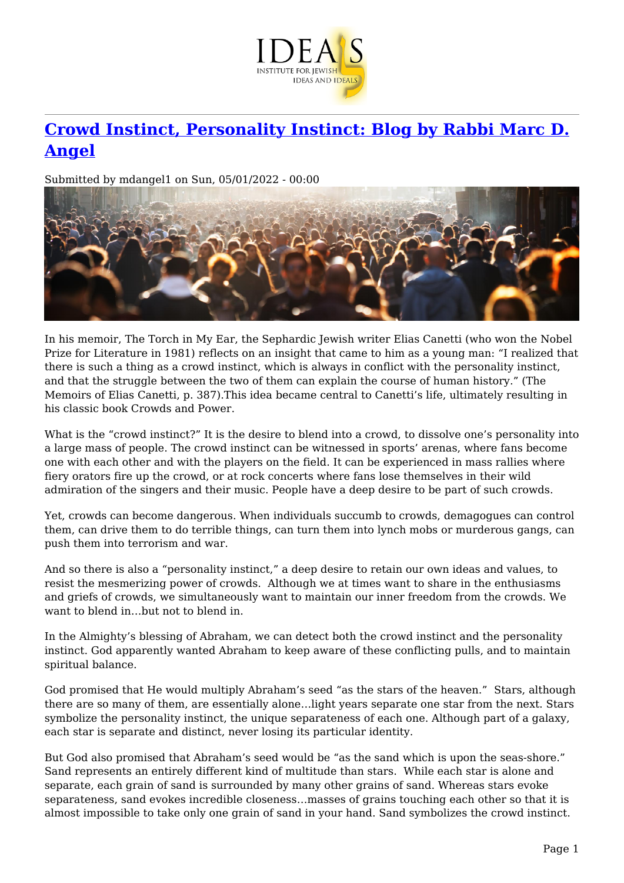# [Crowd Instinct, Personality Instinct: Blog by Rabbi Marc D. Angel]

Submitted by mdangel1 on Sun, 05/01/2022 - 00:00

In his memoir, The Torch in My Ear, the Sephardic Jewish writer Elias Canetti (who won the Nobel Prize for Literature in 1981) reflects on an insight that came to him as a young man: "I realized that there is such a thing as a crowd instinct, which is always in conflict with the personality instinct, and that the struggle between the two of them can explain the course of human history." (The Memoirs of Elias Canetti, p. 387).This idea became central to Canetti's life, ultimately resulting in his classic book Crowds and Power.

What is the "crowd instinct?" It is the desire to blend into a crowd, to dissolve one's personality into a large mass of people. The crowd instinct can be witnessed in sports' arenas, where fans become one with each other and with the players on the field. It can be experienced in mass rallies where fiery orators fire up the crowd, or at rock concerts where fans lose themselves in their wild admiration of the singers and their music. People have a deep desire to be part of such crowds.

Yet, crowds can become dangerous. When individuals succumb to crowds, demagogues can control them, can drive them to do terrible things, can turn them into lynch mobs or murderous gangs, can push them into terrorism and war.

And so there is also a "personality instinct," a deep desire to retain our own ideas and values, to resist the mesmerizing power of crowds. Although we at times want to share in the enthusiasms and griefs of crowds, we simultaneously want to maintain our inner freedom from the crowds. We want to blend in…but not to blend in.

In the Almighty's blessing of Abraham, we can detect both the crowd instinct and the personality instinct. God apparently wanted Abraham to keep aware of these conflicting pulls, and to maintain spiritual balance.

God promised that He would multiply Abraham's seed "as the stars of the heaven." Stars, although there are so many of them, are essentially alone…light years separate one star from the next. Stars symbolize the personality instinct, the unique separateness of each one. Although part of a galaxy, each star is separate and distinct, never losing its particular identity.

But God also promised that Abraham's seed would be "as the sand which is upon the seas-shore." Sand represents an entirely different kind of multitude than stars. While each star is alone and separate, each grain of sand is surrounded by many other grains of sand. Whereas stars evoke separateness, sand evokes incredible closeness…masses of grains touching each other so that it is almost impossible to take only one grain of sand in your hand. Sand symbolizes the crowd instinct.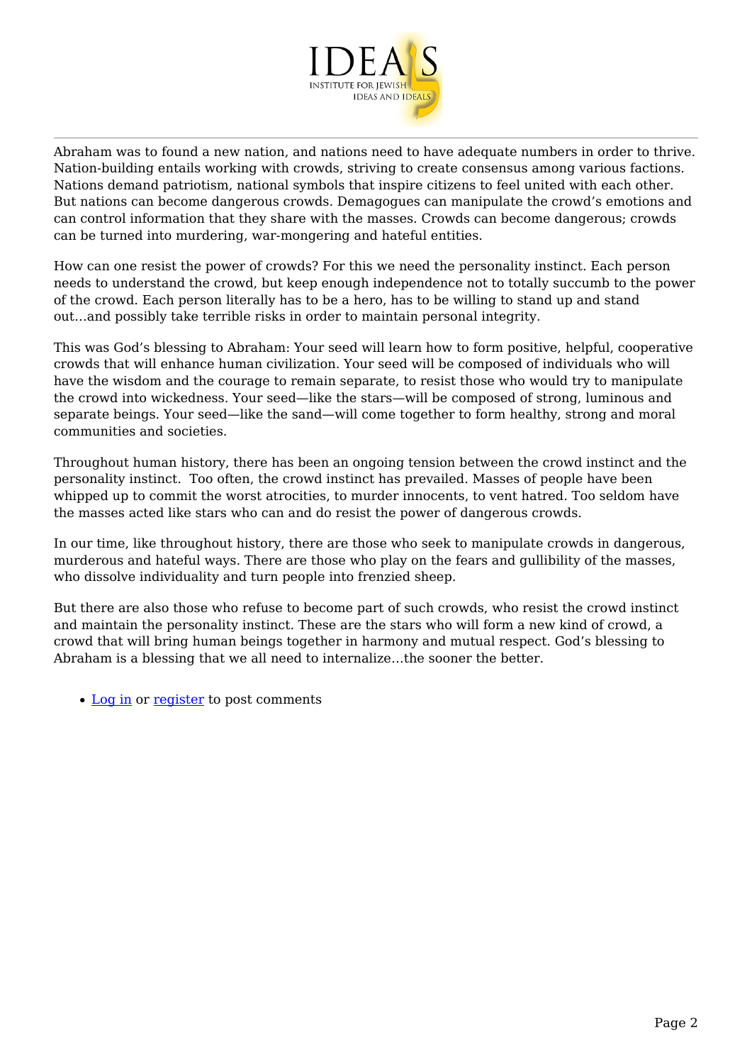Abraham was to found a new nation, and nations need to have adequate numbers in order to thrive. Nation-building entails working with crowds, striving to create consensus among various factions. Nations demand patriotism, national symbols that inspire citizens to feel united with each other. But nations can become dangerous crowds. Demagogues can manipulate the crowd's emotions and can control information that they share with the masses. Crowds can become dangerous; crowds can be turned into murdering, war-mongering and hateful entities.

How can one resist the power of crowds? For this we need the personality instinct. Each person needs to understand the crowd, but keep enough independence not to totally succumb to the power of the crowd. Each person literally has to be a hero, has to be willing to stand up and stand out…and possibly take terrible risks in order to maintain personal integrity.

This was God's blessing to Abraham: Your seed will learn how to form positive, helpful, cooperative crowds that will enhance human civilization. Your seed will be composed of individuals who will have the wisdom and the courage to remain separate, to resist those who would try to manipulate the crowd into wickedness. Your seed—like the stars—will be composed of strong, luminous and separate beings. Your seed—like the sand—will come together to form healthy, strong and moral communities and societies.

Throughout human history, there has been an ongoing tension between the crowd instinct and the personality instinct. Too often, the crowd instinct has prevailed. Masses of people have been whipped up to commit the worst atrocities, to murder innocents, to vent hatred. Too seldom have the masses acted like stars who can and do resist the power of dangerous crowds.

In our time, like throughout history, there are those who seek to manipulate crowds in dangerous, murderous and hateful ways. There are those who play on the fears and gullibility of the masses, who dissolve individuality and turn people into frenzied sheep.

But there are also those who refuse to become part of such crowds, who resist the crowd instinct and maintain the personality instinct. These are the stars who will form a new kind of crowd, a crowd that will bring human beings together in harmony and mutual respect. God's blessing to Abraham is a blessing that we all need to internalize…the sooner the better.

- Log in or register to post comments